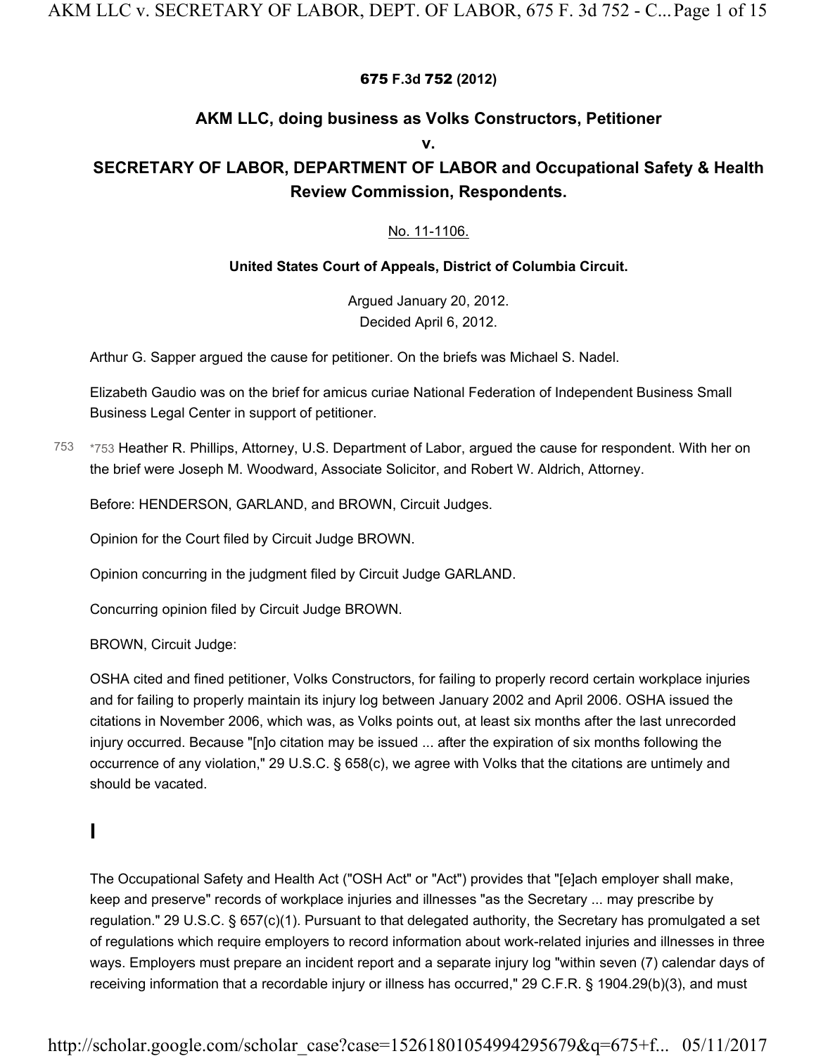**675 F.3d 752 (2012)**

## AKM LLC, doing business as Volks Constructors, Petitioner
## v.
## SECRETARY OF LABOR, DEPARTMENT OF LABOR and Occupational Safety & Health Review Commission, Respondents.

No. 11-1106.

**United States Court of Appeals, District of Columbia Circuit.**

Argued January 20, 2012.
Decided April 6, 2012.

Arthur G. Sapper argued the cause for petitioner. On the briefs was Michael S. Nadel.

Elizabeth Gaudio was on the brief for amicus curiae National Federation of Independent Business Small Business Legal Center in support of petitioner.

*753 Heather R. Phillips, Attorney, U.S. Department of Labor, argued the cause for respondent. With her on the brief were Joseph M. Woodward, Associate Solicitor, and Robert W. Aldrich, Attorney.

Before: HENDERSON, GARLAND, and BROWN, Circuit Judges.

Opinion for the Court filed by Circuit Judge BROWN.

Opinion concurring in the judgment filed by Circuit Judge GARLAND.

Concurring opinion filed by Circuit Judge BROWN.

BROWN, Circuit Judge:

OSHA cited and fined petitioner, Volks Constructors, for failing to properly record certain workplace injuries and for failing to properly maintain its injury log between January 2002 and April 2006. OSHA issued the citations in November 2006, which was, as Volks points out, at least six months after the last unrecorded injury occurred. Because "[n]o citation may be issued ... after the expiration of six months following the occurrence of any violation," 29 U.S.C. § 658(c), we agree with Volks that the citations are untimely and should be vacated.

# I

The Occupational Safety and Health Act ("OSH Act" or "Act") provides that "[e]ach employer shall make, keep and preserve" records of workplace injuries and illnesses "as the Secretary ... may prescribe by regulation." 29 U.S.C. § 657(c)(1). Pursuant to that delegated authority, the Secretary has promulgated a set of regulations which require employers to record information about work-related injuries and illnesses in three ways. Employers must prepare an incident report and a separate injury log "within seven (7) calendar days of receiving information that a recordable injury or illness has occurred," 29 C.F.R. § 1904.29(b)(3), and must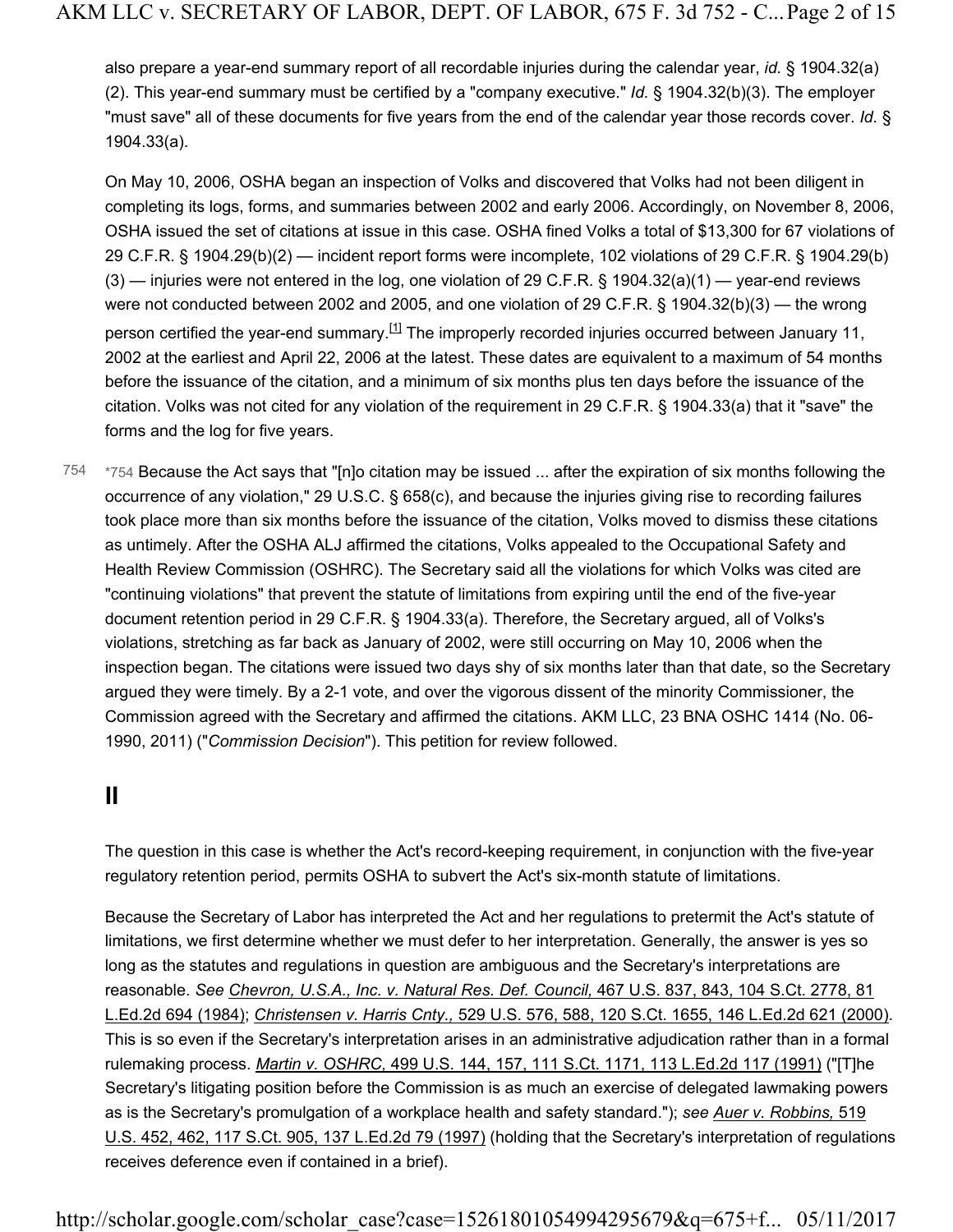also prepare a year-end summary report of all recordable injuries during the calendar year, *id.* § 1904.32(a)(2). This year-end summary must be certified by a "company executive." *Id.* § 1904.32(b)(3). The employer "must save" all of these documents for five years from the end of the calendar year those records cover. *Id.* § 1904.33(a).

On May 10, 2006, OSHA began an inspection of Volks and discovered that Volks had not been diligent in completing its logs, forms, and summaries between 2002 and early 2006. Accordingly, on November 8, 2006, OSHA issued the set of citations at issue in this case. OSHA fined Volks a total of $13,300 for 67 violations of 29 C.F.R. § 1904.29(b)(2) — incident report forms were incomplete, 102 violations of 29 C.F.R. § 1904.29(b)(3) — injuries were not entered in the log, one violation of 29 C.F.R. § 1904.32(a)(1) — year-end reviews were not conducted between 2002 and 2005, and one violation of 29 C.F.R. § 1904.32(b)(3) — the wrong person certified the year-end summary.[1] The improperly recorded injuries occurred between January 11, 2002 at the earliest and April 22, 2006 at the latest. These dates are equivalent to a maximum of 54 months before the issuance of the citation, and a minimum of six months plus ten days before the issuance of the citation. Volks was not cited for any violation of the requirement in 29 C.F.R. § 1904.33(a) that it "save" the forms and the log for five years.

*754 Because the Act says that "[n]o citation may be issued ... after the expiration of six months following the occurrence of any violation," 29 U.S.C. § 658(c), and because the injuries giving rise to recording failures took place more than six months before the issuance of the citation, Volks moved to dismiss these citations as untimely. After the OSHA ALJ affirmed the citations, Volks appealed to the Occupational Safety and Health Review Commission (OSHRC). The Secretary said all the violations for which Volks was cited are "continuing violations" that prevent the statute of limitations from expiring until the end of the five-year document retention period in 29 C.F.R. § 1904.33(a). Therefore, the Secretary argued, all of Volks's violations, stretching as far back as January of 2002, were still occurring on May 10, 2006 when the inspection began. The citations were issued two days shy of six months later than that date, so the Secretary argued they were timely. By a 2-1 vote, and over the vigorous dissent of the minority Commissioner, the Commission agreed with the Secretary and affirmed the citations. AKM LLC, 23 BNA OSHC 1414 (No. 06-1990, 2011) ("*Commission Decision*"). This petition for review followed.

## II

The question in this case is whether the Act's record-keeping requirement, in conjunction with the five-year regulatory retention period, permits OSHA to subvert the Act's six-month statute of limitations.

Because the Secretary of Labor has interpreted the Act and her regulations to pretermit the Act's statute of limitations, we first determine whether we must defer to her interpretation. Generally, the answer is yes so long as the statutes and regulations in question are ambiguous and the Secretary's interpretations are reasonable. *See* *Chevron, U.S.A., Inc. v. Natural Res. Def. Council,* 467 U.S. 837, 843, 104 S.Ct. 2778, 81 L.Ed.2d 694 (1984); *Christensen v. Harris Cnty.,* 529 U.S. 576, 588, 120 S.Ct. 1655, 146 L.Ed.2d 621 (2000). This is so even if the Secretary's interpretation arises in an administrative adjudication rather than in a formal rulemaking process. *Martin v. OSHRC,* 499 U.S. 144, 157, 111 S.Ct. 1171, 113 L.Ed.2d 117 (1991) ("[T]he Secretary's litigating position before the Commission is as much an exercise of delegated lawmaking powers as is the Secretary's promulgation of a workplace health and safety standard."); *see* *Auer v. Robbins,* 519 U.S. 452, 462, 117 S.Ct. 905, 137 L.Ed.2d 79 (1997) (holding that the Secretary's interpretation of regulations receives deference even if contained in a brief).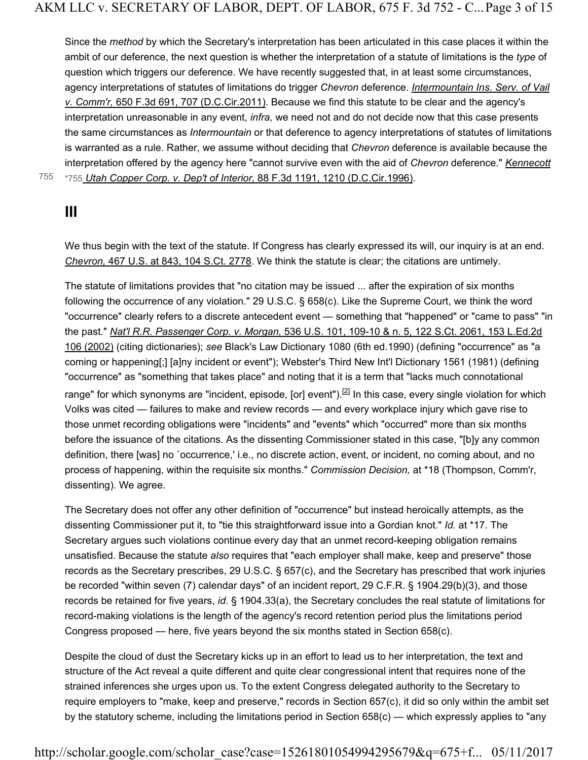Since the *method* by which the Secretary's interpretation has been articulated in this case places it within the ambit of our deference, the next question is whether the interpretation of a statute of limitations is the *type* of question which triggers our deference. We have recently suggested that, in at least some circumstances, agency interpretations of statutes of limitations do trigger *Chevron* deference. *Intermountain Ins. Serv. of Vail v. Comm'r,* 650 F.3d 691, 707 (D.C.Cir.2011). Because we find this statute to be clear and the agency's interpretation unreasonable in any event, *infra,* we need not and do not decide now that this case presents the same circumstances as *Intermountain* or that deference to agency interpretations of statutes of limitations is warranted as a rule. Rather, we assume without deciding that *Chevron* deference is available because the interpretation offered by the agency here "cannot survive even with the aid of *Chevron* deference." *Kennecott* *755 *Utah Copper Corp. v. Dep't of Interior,* 88 F.3d 1191, 1210 (D.C.Cir.1996).

## III

We thus begin with the text of the statute. If Congress has clearly expressed its will, our inquiry is at an end. *Chevron,* 467 U.S. at 843, 104 S.Ct. 2778. We think the statute is clear; the citations are untimely.

The statute of limitations provides that "no citation may be issued ... after the expiration of six months following the occurrence of any violation." 29 U.S.C. § 658(c). Like the Supreme Court, we think the word "occurrence" clearly refers to a discrete antecedent event — something that "happened" or "came to pass" "in the past." *Nat'l R.R. Passenger Corp. v. Morgan,* 536 U.S. 101, 109-10 & n. 5, 122 S.Ct. 2061, 153 L.Ed.2d 106 (2002) (citing dictionaries); *see* Black's Law Dictionary 1080 (6th ed.1990) (defining "occurrence" as "a coming or happening[;] [a]ny incident or event"); Webster's Third New Int'l Dictionary 1561 (1981) (defining "occurrence" as "something that takes place" and noting that it is a term that "lacks much connotational range" for which synonyms are "incident, episode, [or] event").[2] In this case, every single violation for which Volks was cited — failures to make and review records — and every workplace injury which gave rise to those unmet recording obligations were "incidents" and "events" which "occurred" more than six months before the issuance of the citations. As the dissenting Commissioner stated in this case, "[b]y any common definition, there [was] no `occurrence,' i.e., no discrete action, event, or incident, no coming about, and no process of happening, within the requisite six months." *Commission Decision,* at *18 (Thompson, Comm'r, dissenting). We agree.

The Secretary does not offer any other definition of "occurrence" but instead heroically attempts, as the dissenting Commissioner put it, to "tie this straightforward issue into a Gordian knot." *Id.* at *17. The Secretary argues such violations continue every day that an unmet record-keeping obligation remains unsatisfied. Because the statute *also* requires that "each employer shall make, keep and preserve" those records as the Secretary prescribes, 29 U.S.C. § 657(c), and the Secretary has prescribed that work injuries be recorded "within seven (7) calendar days" of an incident report, 29 C.F.R. § 1904.29(b)(3), and those records be retained for five years, *id.* § 1904.33(a), the Secretary concludes the real statute of limitations for record-making violations is the length of the agency's record retention period plus the limitations period Congress proposed — here, five years beyond the six months stated in Section 658(c).

Despite the cloud of dust the Secretary kicks up in an effort to lead us to her interpretation, the text and structure of the Act reveal a quite different and quite clear congressional intent that requires none of the strained inferences she urges upon us. To the extent Congress delegated authority to the Secretary to require employers to "make, keep and preserve," records in Section 657(c), it did so only within the ambit set by the statutory scheme, including the limitations period in Section 658(c) — which expressly applies to "any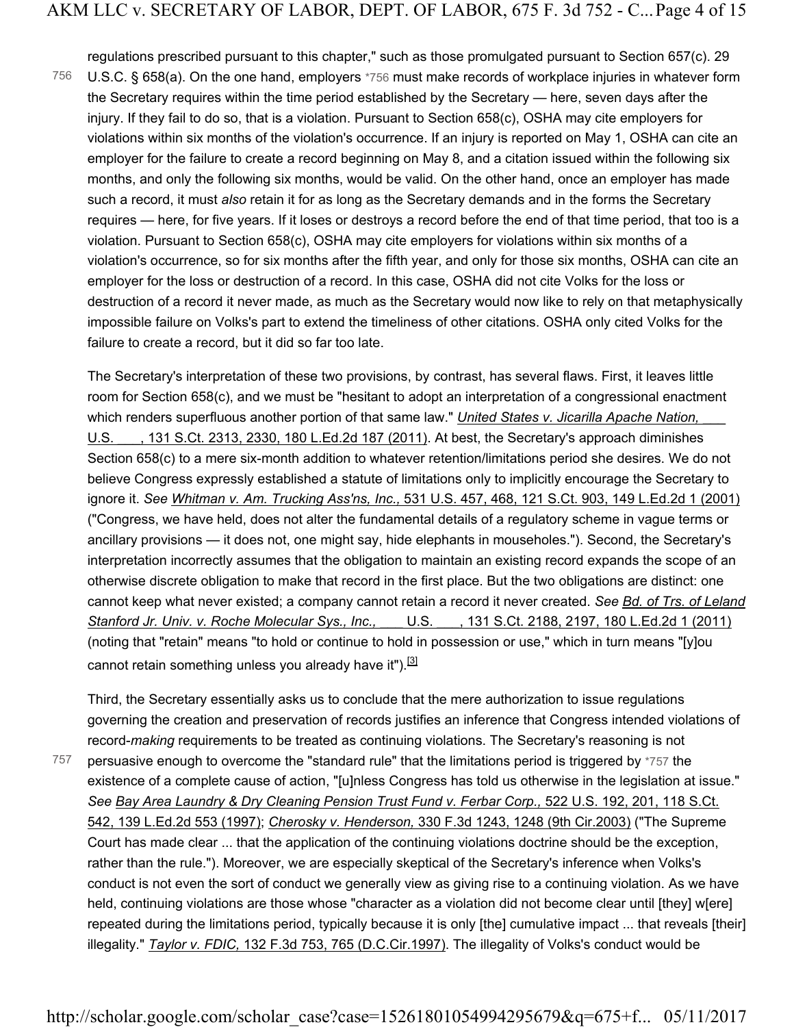regulations prescribed pursuant to this chapter," such as those promulgated pursuant to Section 657(c). 29 U.S.C. § 658(a). On the one hand, employers *756 must make records of workplace injuries in whatever form the Secretary requires within the time period established by the Secretary — here, seven days after the injury. If they fail to do so, that is a violation. Pursuant to Section 658(c), OSHA may cite employers for violations within six months of the violation's occurrence. If an injury is reported on May 1, OSHA can cite an employer for the failure to create a record beginning on May 8, and a citation issued within the following six months, and only the following six months, would be valid. On the other hand, once an employer has made such a record, it must *also* retain it for as long as the Secretary demands and in the forms the Secretary requires — here, for five years. If it loses or destroys a record before the end of that time period, that too is a violation. Pursuant to Section 658(c), OSHA may cite employers for violations within six months of a violation's occurrence, so for six months after the fifth year, and only for those six months, OSHA can cite an employer for the loss or destruction of a record. In this case, OSHA did not cite Volks for the loss or destruction of a record it never made, as much as the Secretary would now like to rely on that metaphysically impossible failure on Volks's part to extend the timeliness of other citations. OSHA only cited Volks for the failure to create a record, but it did so far too late.

The Secretary's interpretation of these two provisions, by contrast, has several flaws. First, it leaves little room for Section 658(c), and we must be "hesitant to adopt an interpretation of a congressional enactment which renders superfluous another portion of that same law." *United States v. Jicarilla Apache Nation,* ___ U.S. ___, 131 S.Ct. 2313, 2330, 180 L.Ed.2d 187 (2011). At best, the Secretary's approach diminishes Section 658(c) to a mere six-month addition to whatever retention/limitations period she desires. We do not believe Congress expressly established a statute of limitations only to implicitly encourage the Secretary to ignore it. *See Whitman v. Am. Trucking Ass'ns, Inc.,* 531 U.S. 457, 468, 121 S.Ct. 903, 149 L.Ed.2d 1 (2001) ("Congress, we have held, does not alter the fundamental details of a regulatory scheme in vague terms or ancillary provisions — it does not, one might say, hide elephants in mouseholes."). Second, the Secretary's interpretation incorrectly assumes that the obligation to maintain an existing record expands the scope of an otherwise discrete obligation to make that record in the first place. But the two obligations are distinct: one cannot keep what never existed; a company cannot retain a record it never created. *See Bd. of Trs. of Leland Stanford Jr. Univ. v. Roche Molecular Sys., Inc.,* ___ U.S. ___, 131 S.Ct. 2188, 2197, 180 L.Ed.2d 1 (2011) (noting that "retain" means "to hold or continue to hold in possession or use," which in turn means "[y]ou cannot retain something unless you already have it").[3]

Third, the Secretary essentially asks us to conclude that the mere authorization to issue regulations governing the creation and preservation of records justifies an inference that Congress intended violations of record-*making* requirements to be treated as continuing violations. The Secretary's reasoning is not persuasive enough to overcome the "standard rule" that the limitations period is triggered by *757 the existence of a complete cause of action, "[u]nless Congress has told us otherwise in the legislation at issue." *See Bay Area Laundry & Dry Cleaning Pension Trust Fund v. Ferbar Corp.,* 522 U.S. 192, 201, 118 S.Ct. 542, 139 L.Ed.2d 553 (1997); *Cherosky v. Henderson,* 330 F.3d 1243, 1248 (9th Cir.2003) ("The Supreme Court has made clear ... that the application of the continuing violations doctrine should be the exception, rather than the rule."). Moreover, we are especially skeptical of the Secretary's inference when Volks's conduct is not even the sort of conduct we generally view as giving rise to a continuing violation. As we have held, continuing violations are those whose "character as a violation did not become clear until [they] w[ere] repeated during the limitations period, typically because it is only [the] cumulative impact ... that reveals [their] illegality." *Taylor v. FDIC,* 132 F.3d 753, 765 (D.C.Cir.1997). The illegality of Volks's conduct would be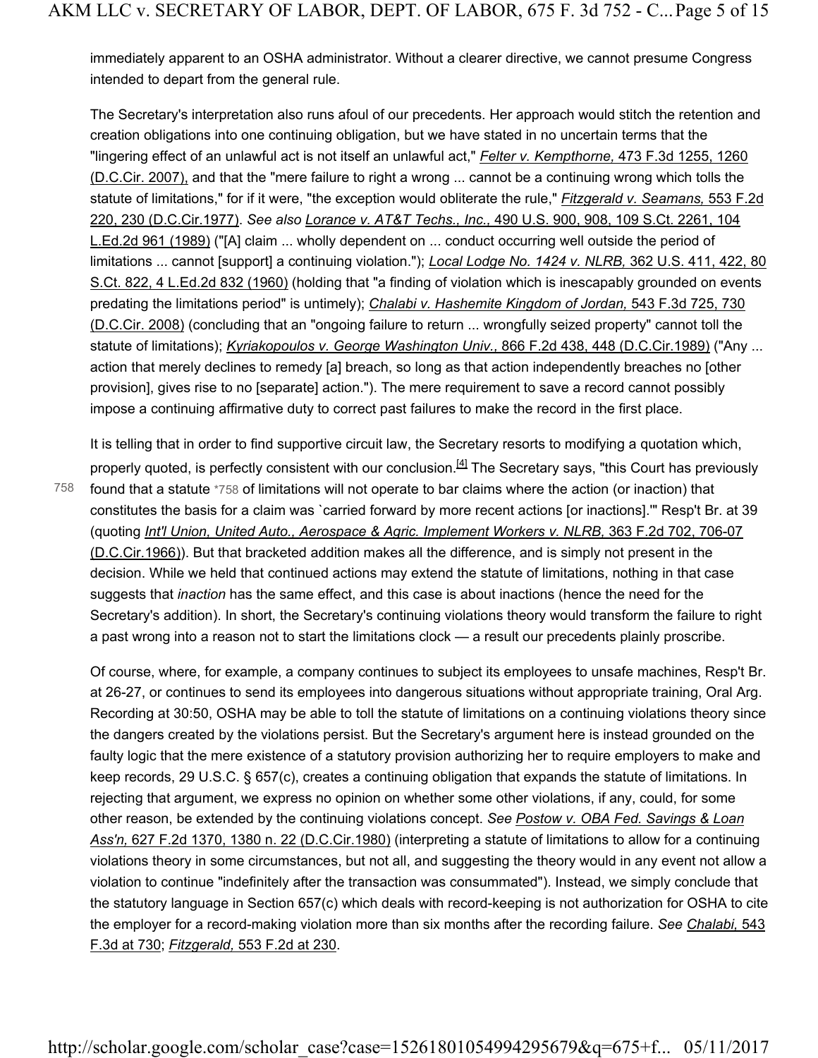immediately apparent to an OSHA administrator. Without a clearer directive, we cannot presume Congress intended to depart from the general rule.

The Secretary's interpretation also runs afoul of our precedents. Her approach would stitch the retention and creation obligations into one continuing obligation, but we have stated in no uncertain terms that the "lingering effect of an unlawful act is not itself an unlawful act," *Felter v. Kempthorne,* 473 F.3d 1255, 1260 (D.C.Cir. 2007), and that the "mere failure to right a wrong ... cannot be a continuing wrong which tolls the statute of limitations," for if it were, "the exception would obliterate the rule," *Fitzgerald v. Seamans,* 553 F.2d 220, 230 (D.C.Cir.1977). *See also Lorance v. AT&T Techs., Inc.,* 490 U.S. 900, 908, 109 S.Ct. 2261, 104 L.Ed.2d 961 (1989) ("[A] claim ... wholly dependent on ... conduct occurring well outside the period of limitations ... cannot [support] a continuing violation."); *Local Lodge No. 1424 v. NLRB,* 362 U.S. 411, 422, 80 S.Ct. 822, 4 L.Ed.2d 832 (1960) (holding that "a finding of violation which is inescapably grounded on events predating the limitations period" is untimely); *Chalabi v. Hashemite Kingdom of Jordan,* 543 F.3d 725, 730 (D.C.Cir. 2008) (concluding that an "ongoing failure to return ... wrongfully seized property" cannot toll the statute of limitations); *Kyriakopoulos v. George Washington Univ.,* 866 F.2d 438, 448 (D.C.Cir.1989) ("Any ... action that merely declines to remedy [a] breach, so long as that action independently breaches no [other provision], gives rise to no [separate] action."). The mere requirement to save a record cannot possibly impose a continuing affirmative duty to correct past failures to make the record in the first place.

It is telling that in order to find supportive circuit law, the Secretary resorts to modifying a quotation which, properly quoted, is perfectly consistent with our conclusion.[4] The Secretary says, "this Court has previously found that a statute *758 of limitations will not operate to bar claims where the action (or inaction) that constitutes the basis for a claim was `carried forward by more recent actions [or inactions].'" Resp't Br. at 39 (quoting *Int'l Union, United Auto., Aerospace & Agric. Implement Workers v. NLRB,* 363 F.2d 702, 706-07 (D.C.Cir.1966)). But that bracketed addition makes all the difference, and is simply not present in the decision. While we held that continued actions may extend the statute of limitations, nothing in that case suggests that *inaction* has the same effect, and this case is about inactions (hence the need for the Secretary's addition). In short, the Secretary's continuing violations theory would transform the failure to right a past wrong into a reason not to start the limitations clock — a result our precedents plainly proscribe.

Of course, where, for example, a company continues to subject its employees to unsafe machines, Resp't Br. at 26-27, or continues to send its employees into dangerous situations without appropriate training, Oral Arg. Recording at 30:50, OSHA may be able to toll the statute of limitations on a continuing violations theory since the dangers created by the violations persist. But the Secretary's argument here is instead grounded on the faulty logic that the mere existence of a statutory provision authorizing her to require employers to make and keep records, 29 U.S.C. § 657(c), creates a continuing obligation that expands the statute of limitations. In rejecting that argument, we express no opinion on whether some other violations, if any, could, for some other reason, be extended by the continuing violations concept. *See Postow v. OBA Fed. Savings & Loan Ass'n,* 627 F.2d 1370, 1380 n. 22 (D.C.Cir.1980) (interpreting a statute of limitations to allow for a continuing violations theory in some circumstances, but not all, and suggesting the theory would in any event not allow a violation to continue "indefinitely after the transaction was consummated"). Instead, we simply conclude that the statutory language in Section 657(c) which deals with record-keeping is not authorization for OSHA to cite the employer for a record-making violation more than six months after the recording failure. *See Chalabi,* 543 F.3d at 730; *Fitzgerald,* 553 F.2d at 230.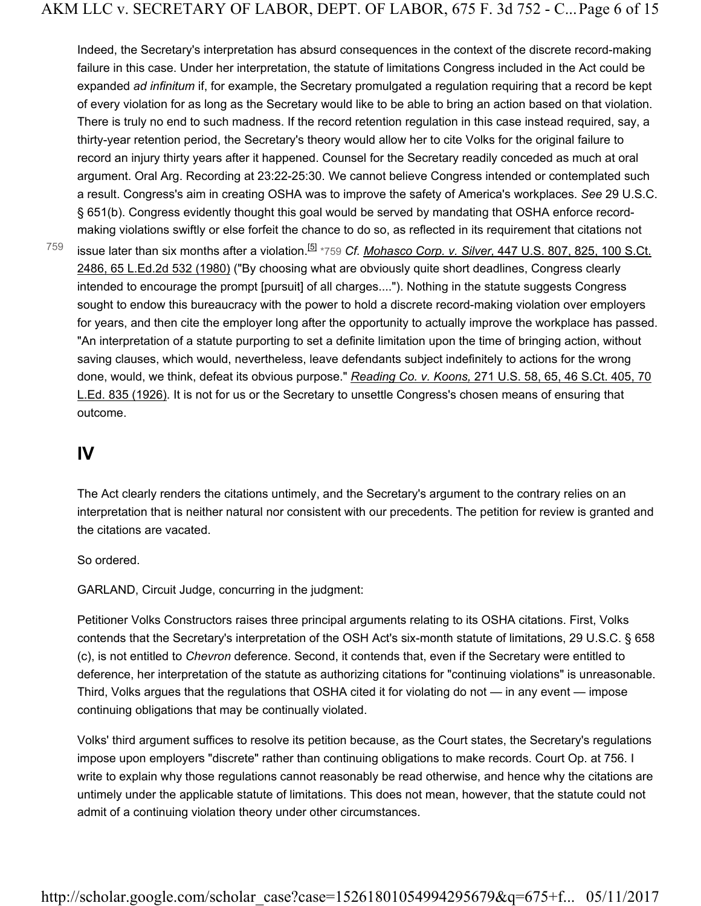Indeed, the Secretary's interpretation has absurd consequences in the context of the discrete record-making failure in this case. Under her interpretation, the statute of limitations Congress included in the Act could be expanded *ad infinitum* if, for example, the Secretary promulgated a regulation requiring that a record be kept of every violation for as long as the Secretary would like to be able to bring an action based on that violation. There is truly no end to such madness. If the record retention regulation in this case instead required, say, a thirty-year retention period, the Secretary's theory would allow her to cite Volks for the original failure to record an injury thirty years after it happened. Counsel for the Secretary readily conceded as much at oral argument. Oral Arg. Recording at 23:22-25:30. We cannot believe Congress intended or contemplated such a result. Congress's aim in creating OSHA was to improve the safety of America's workplaces. *See* 29 U.S.C. § 651(b). Congress evidently thought this goal would be served by mandating that OSHA enforce record-making violations swiftly or else forfeit the chance to do so, as reflected in its requirement that citations not issue later than six months after a violation.[5] *759 *Cf.* *Mohasco Corp. v. Silver,* 447 U.S. 807, 825, 100 S.Ct. 2486, 65 L.Ed.2d 532 (1980) ("By choosing what are obviously quite short deadlines, Congress clearly intended to encourage the prompt [pursuit] of all charges...."). Nothing in the statute suggests Congress sought to endow this bureaucracy with the power to hold a discrete record-making violation over employers for years, and then cite the employer long after the opportunity to actually improve the workplace has passed. "An interpretation of a statute purporting to set a definite limitation upon the time of bringing action, without saving clauses, which would, nevertheless, leave defendants subject indefinitely to actions for the wrong done, would, we think, defeat its obvious purpose." *Reading Co. v. Koons,* 271 U.S. 58, 65, 46 S.Ct. 405, 70 L.Ed. 835 (1926). It is not for us or the Secretary to unsettle Congress's chosen means of ensuring that outcome.

# IV

The Act clearly renders the citations untimely, and the Secretary's argument to the contrary relies on an interpretation that is neither natural nor consistent with our precedents. The petition for review is granted and the citations are vacated.

So ordered.

GARLAND, Circuit Judge, concurring in the judgment:

Petitioner Volks Constructors raises three principal arguments relating to its OSHA citations. First, Volks contends that the Secretary's interpretation of the OSH Act's six-month statute of limitations, 29 U.S.C. § 658 (c), is not entitled to *Chevron* deference. Second, it contends that, even if the Secretary were entitled to deference, her interpretation of the statute as authorizing citations for "continuing violations" is unreasonable. Third, Volks argues that the regulations that OSHA cited it for violating do not — in any event — impose continuing obligations that may be continually violated.

Volks' third argument suffices to resolve its petition because, as the Court states, the Secretary's regulations impose upon employers "discrete" rather than continuing obligations to make records. Court Op. at 756. I write to explain why those regulations cannot reasonably be read otherwise, and hence why the citations are untimely under the applicable statute of limitations. This does not mean, however, that the statute could not admit of a continuing violation theory under other circumstances.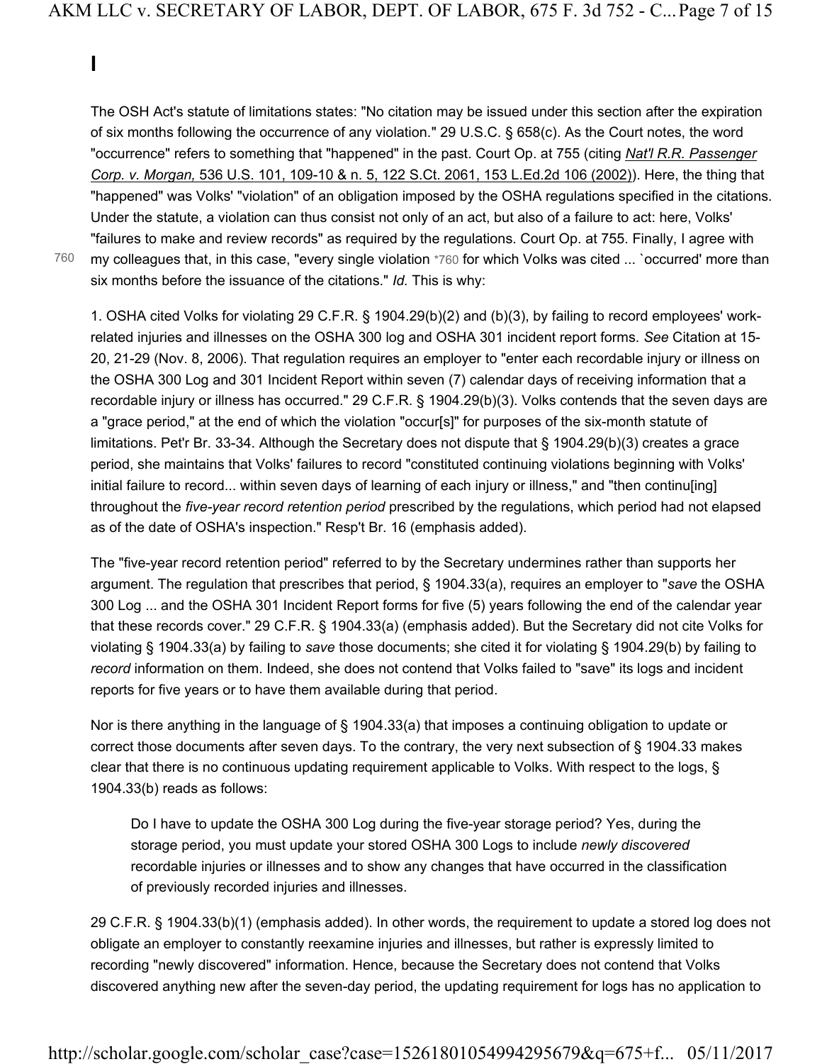# I

The OSH Act's statute of limitations states: "No citation may be issued under this section after the expiration of six months following the occurrence of any violation." 29 U.S.C. § 658(c). As the Court notes, the word "occurrence" refers to something that "happened" in the past. Court Op. at 755 (citing *Nat'l R.R. Passenger Corp. v. Morgan,* 536 U.S. 101, 109-10 & n. 5, 122 S.Ct. 2061, 153 L.Ed.2d 106 (2002)). Here, the thing that "happened" was Volks' "violation" of an obligation imposed by the OSHA regulations specified in the citations. Under the statute, a violation can thus consist not only of an act, but also of a failure to act: here, Volks' "failures to make and review records" as required by the regulations. Court Op. at 755. Finally, I agree with my colleagues that, in this case, "every single violation *760 for which Volks was cited ... `occurred' more than six months before the issuance of the citations." *Id.* This is why:

1. OSHA cited Volks for violating 29 C.F.R. § 1904.29(b)(2) and (b)(3), by failing to record employees' work-related injuries and illnesses on the OSHA 300 log and OSHA 301 incident report forms. *See* Citation at 15-20, 21-29 (Nov. 8, 2006). That regulation requires an employer to "enter each recordable injury or illness on the OSHA 300 Log and 301 Incident Report within seven (7) calendar days of receiving information that a recordable injury or illness has occurred." 29 C.F.R. § 1904.29(b)(3). Volks contends that the seven days are a "grace period," at the end of which the violation "occur[s]" for purposes of the six-month statute of limitations. Pet'r Br. 33-34. Although the Secretary does not dispute that § 1904.29(b)(3) creates a grace period, she maintains that Volks' failures to record "constituted continuing violations beginning with Volks' initial failure to record... within seven days of learning of each injury or illness," and "then continu[ing] throughout the *five-year record retention period* prescribed by the regulations, which period had not elapsed as of the date of OSHA's inspection." Resp't Br. 16 (emphasis added).

The "five-year record retention period" referred to by the Secretary undermines rather than supports her argument. The regulation that prescribes that period, § 1904.33(a), requires an employer to "*save* the OSHA 300 Log ... and the OSHA 301 Incident Report forms for five (5) years following the end of the calendar year that these records cover." 29 C.F.R. § 1904.33(a) (emphasis added). But the Secretary did not cite Volks for violating § 1904.33(a) by failing to *save* those documents; she cited it for violating § 1904.29(b) by failing to *record* information on them. Indeed, she does not contend that Volks failed to "save" its logs and incident reports for five years or to have them available during that period.

Nor is there anything in the language of § 1904.33(a) that imposes a continuing obligation to update or correct those documents after seven days. To the contrary, the very next subsection of § 1904.33 makes clear that there is no continuous updating requirement applicable to Volks. With respect to the logs, § 1904.33(b) reads as follows:

> Do I have to update the OSHA 300 Log during the five-year storage period? Yes, during the storage period, you must update your stored OSHA 300 Logs to include *newly discovered* recordable injuries or illnesses and to show any changes that have occurred in the classification of previously recorded injuries and illnesses.

29 C.F.R. § 1904.33(b)(1) (emphasis added). In other words, the requirement to update a stored log does not obligate an employer to constantly reexamine injuries and illnesses, but rather is expressly limited to recording "newly discovered" information. Hence, because the Secretary does not contend that Volks discovered anything new after the seven-day period, the updating requirement for logs has no application to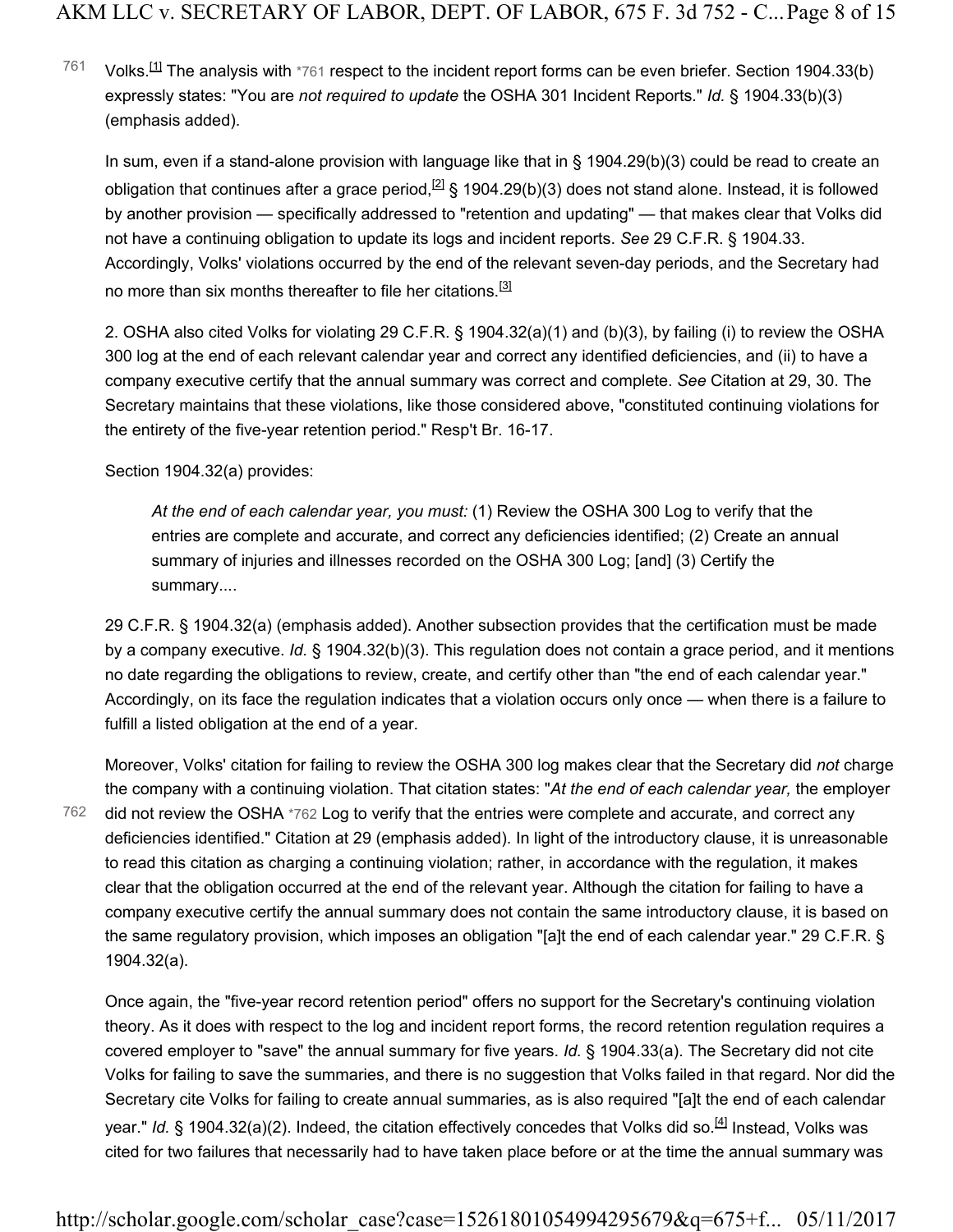Volks.[1] The analysis with *761 respect to the incident report forms can be even briefer. Section 1904.33(b) expressly states: "You are *not required to update* the OSHA 301 Incident Reports." *Id.* § 1904.33(b)(3) (emphasis added).

In sum, even if a stand-alone provision with language like that in § 1904.29(b)(3) could be read to create an obligation that continues after a grace period,[2] § 1904.29(b)(3) does not stand alone. Instead, it is followed by another provision — specifically addressed to "retention and updating" — that makes clear that Volks did not have a continuing obligation to update its logs and incident reports. *See* 29 C.F.R. § 1904.33. Accordingly, Volks' violations occurred by the end of the relevant seven-day periods, and the Secretary had no more than six months thereafter to file her citations.[3]

2. OSHA also cited Volks for violating 29 C.F.R. § 1904.32(a)(1) and (b)(3), by failing (i) to review the OSHA 300 log at the end of each relevant calendar year and correct any identified deficiencies, and (ii) to have a company executive certify that the annual summary was correct and complete. *See* Citation at 29, 30. The Secretary maintains that these violations, like those considered above, "constituted continuing violations for the entirety of the five-year retention period." Resp't Br. 16-17.

Section 1904.32(a) provides:

> *At the end of each calendar year, you must:* (1) Review the OSHA 300 Log to verify that the entries are complete and accurate, and correct any deficiencies identified; (2) Create an annual summary of injuries and illnesses recorded on the OSHA 300 Log; [and] (3) Certify the summary....

29 C.F.R. § 1904.32(a) (emphasis added). Another subsection provides that the certification must be made by a company executive. *Id.* § 1904.32(b)(3). This regulation does not contain a grace period, and it mentions no date regarding the obligations to review, create, and certify other than "the end of each calendar year." Accordingly, on its face the regulation indicates that a violation occurs only once — when there is a failure to fulfill a listed obligation at the end of a year.

Moreover, Volks' citation for failing to review the OSHA 300 log makes clear that the Secretary did *not* charge the company with a continuing violation. That citation states: "*At the end of each calendar year,* the employer did not review the OSHA *762 Log to verify that the entries were complete and accurate, and correct any deficiencies identified." Citation at 29 (emphasis added). In light of the introductory clause, it is unreasonable to read this citation as charging a continuing violation; rather, in accordance with the regulation, it makes clear that the obligation occurred at the end of the relevant year. Although the citation for failing to have a company executive certify the annual summary does not contain the same introductory clause, it is based on the same regulatory provision, which imposes an obligation "[a]t the end of each calendar year." 29 C.F.R. § 1904.32(a).

Once again, the "five-year record retention period" offers no support for the Secretary's continuing violation theory. As it does with respect to the log and incident report forms, the record retention regulation requires a covered employer to "save" the annual summary for five years. *Id.* § 1904.33(a). The Secretary did not cite Volks for failing to save the summaries, and there is no suggestion that Volks failed in that regard. Nor did the Secretary cite Volks for failing to create annual summaries, as is also required "[a]t the end of each calendar year." *Id.* § 1904.32(a)(2). Indeed, the citation effectively concedes that Volks did so.[4] Instead, Volks was cited for two failures that necessarily had to have taken place before or at the time the annual summary was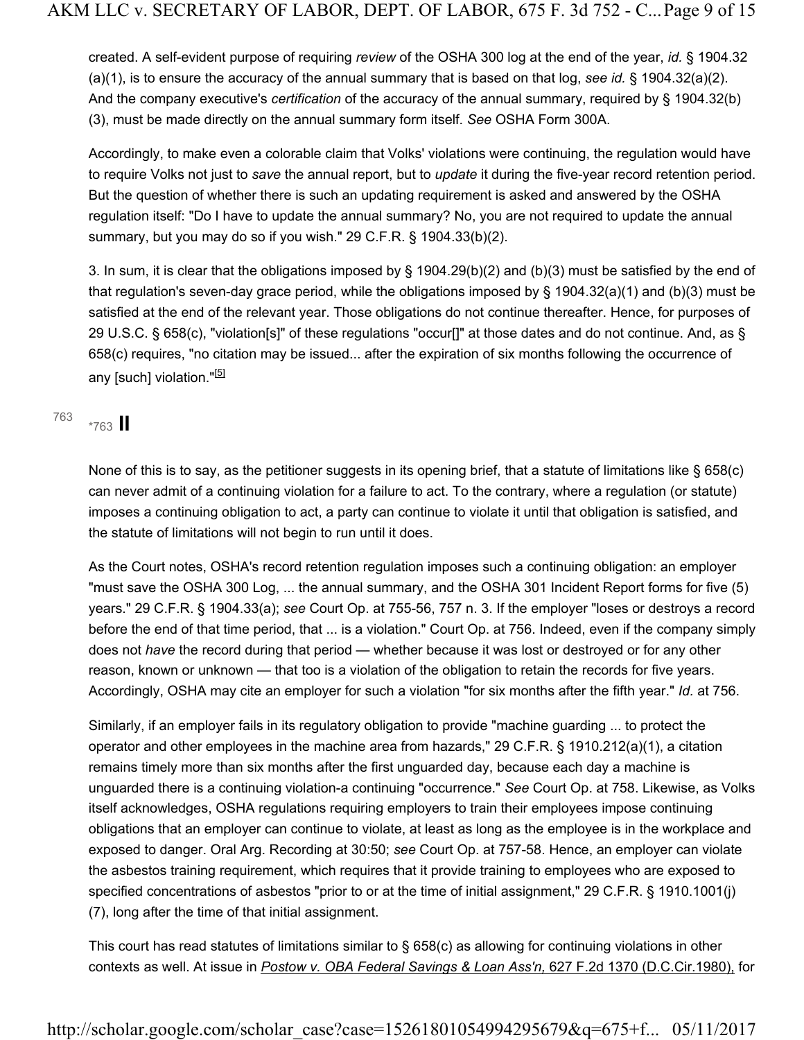created. A self-evident purpose of requiring *review* of the OSHA 300 log at the end of the year, *id.* § 1904.32(a)(1), is to ensure the accuracy of the annual summary that is based on that log, *see id.* § 1904.32(a)(2). And the company executive's *certification* of the accuracy of the annual summary, required by § 1904.32(b)(3), must be made directly on the annual summary form itself. *See* OSHA Form 300A.

Accordingly, to make even a colorable claim that Volks' violations were continuing, the regulation would have to require Volks not just to *save* the annual report, but to *update* it during the five-year record retention period. But the question of whether there is such an updating requirement is asked and answered by the OSHA regulation itself: "Do I have to update the annual summary? No, you are not required to update the annual summary, but you may do so if you wish." 29 C.F.R. § 1904.33(b)(2).

3. In sum, it is clear that the obligations imposed by § 1904.29(b)(2) and (b)(3) must be satisfied by the end of that regulation's seven-day grace period, while the obligations imposed by § 1904.32(a)(1) and (b)(3) must be satisfied at the end of the relevant year. Those obligations do not continue thereafter. Hence, for purposes of 29 U.S.C. § 658(c), "violation[s]" of these regulations "occur[]" at those dates and do not continue. And, as § 658(c) requires, "no citation may be issued... after the expiration of six months following the occurrence of any [such] violation."[5]

763

*763 **II**

None of this is to say, as the petitioner suggests in its opening brief, that a statute of limitations like § 658(c) can never admit of a continuing violation for a failure to act. To the contrary, where a regulation (or statute) imposes a continuing obligation to act, a party can continue to violate it until that obligation is satisfied, and the statute of limitations will not begin to run until it does.

As the Court notes, OSHA's record retention regulation imposes such a continuing obligation: an employer "must save the OSHA 300 Log, ... the annual summary, and the OSHA 301 Incident Report forms for five (5) years." 29 C.F.R. § 1904.33(a); *see* Court Op. at 755-56, 757 n. 3. If the employer "loses or destroys a record before the end of that time period, that ... is a violation." Court Op. at 756. Indeed, even if the company simply does not *have* the record during that period — whether because it was lost or destroyed or for any other reason, known or unknown — that too is a violation of the obligation to retain the records for five years. Accordingly, OSHA may cite an employer for such a violation "for six months after the fifth year." *Id.* at 756.

Similarly, if an employer fails in its regulatory obligation to provide "machine guarding ... to protect the operator and other employees in the machine area from hazards," 29 C.F.R. § 1910.212(a)(1), a citation remains timely more than six months after the first unguarded day, because each day a machine is unguarded there is a continuing violation-a continuing "occurrence." *See* Court Op. at 758. Likewise, as Volks itself acknowledges, OSHA regulations requiring employers to train their employees impose continuing obligations that an employer can continue to violate, at least as long as the employee is in the workplace and exposed to danger. Oral Arg. Recording at 30:50; *see* Court Op. at 757-58. Hence, an employer can violate the asbestos training requirement, which requires that it provide training to employees who are exposed to specified concentrations of asbestos "prior to or at the time of initial assignment," 29 C.F.R. § 1910.1001(j)(7), long after the time of that initial assignment.

This court has read statutes of limitations similar to § 658(c) as allowing for continuing violations in other contexts as well. At issue in *Postow v. OBA Federal Savings & Loan Ass'n,* 627 F.2d 1370 (D.C.Cir.1980), for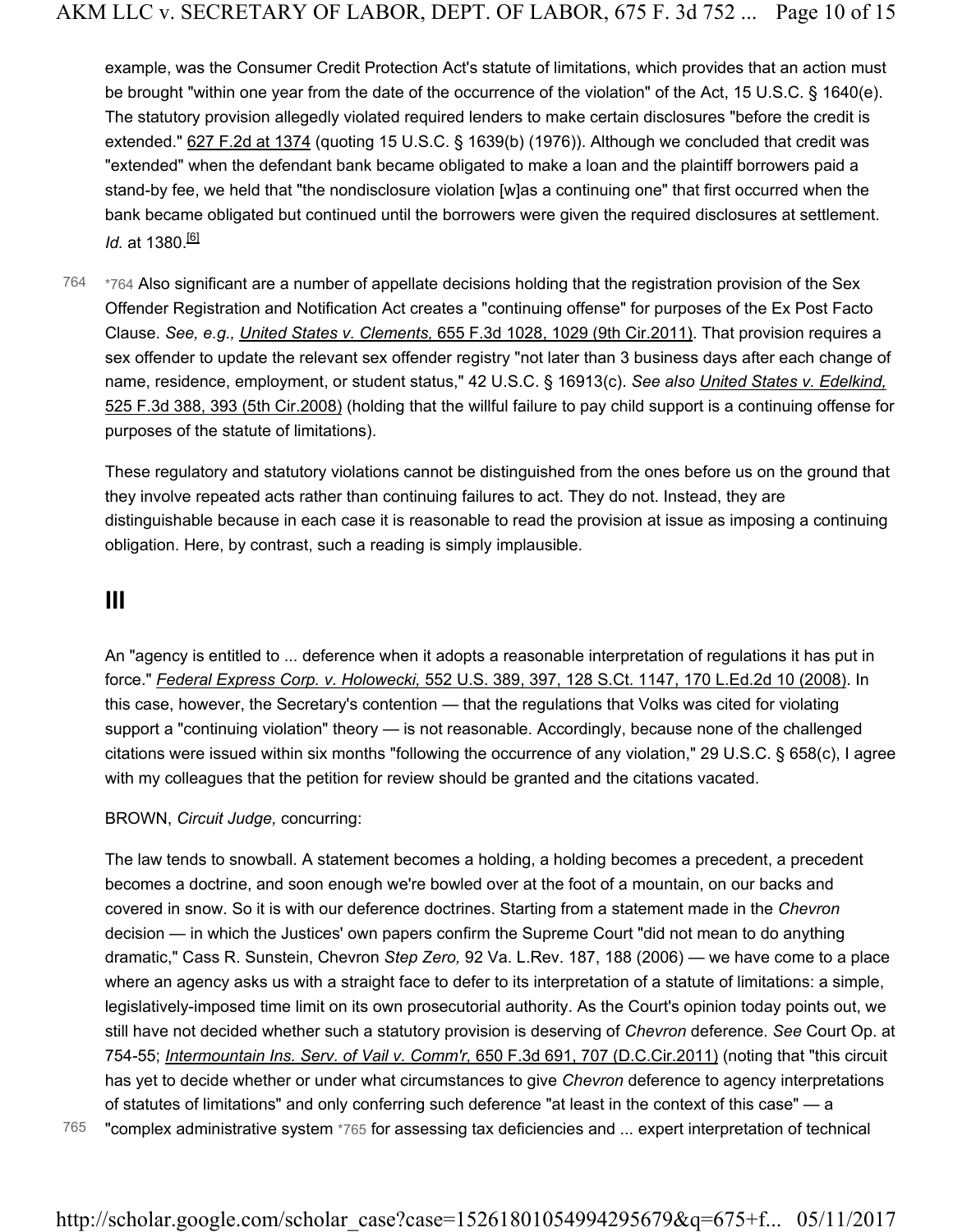example, was the Consumer Credit Protection Act's statute of limitations, which provides that an action must be brought "within one year from the date of the occurrence of the violation" of the Act, 15 U.S.C. § 1640(e). The statutory provision allegedly violated required lenders to make certain disclosures "before the credit is extended." 627 F.2d at 1374 (quoting 15 U.S.C. § 1639(b) (1976)). Although we concluded that credit was "extended" when the defendant bank became obligated to make a loan and the plaintiff borrowers paid a stand-by fee, we held that "the nondisclosure violation [w]as a continuing one" that first occurred when the bank became obligated but continued until the borrowers were given the required disclosures at settlement. *Id.* at 1380.[6]

*764 Also significant are a number of appellate decisions holding that the registration provision of the Sex Offender Registration and Notification Act creates a "continuing offense" for purposes of the Ex Post Facto Clause. *See, e.g., United States v. Clements,* 655 F.3d 1028, 1029 (9th Cir.2011). That provision requires a sex offender to update the relevant sex offender registry "not later than 3 business days after each change of name, residence, employment, or student status," 42 U.S.C. § 16913(c). *See also* United States v. Edelkind, 525 F.3d 388, 393 (5th Cir.2008) (holding that the willful failure to pay child support is a continuing offense for purposes of the statute of limitations).

These regulatory and statutory violations cannot be distinguished from the ones before us on the ground that they involve repeated acts rather than continuing failures to act. They do not. Instead, they are distinguishable because in each case it is reasonable to read the provision at issue as imposing a continuing obligation. Here, by contrast, such a reading is simply implausible.

## III

An "agency is entitled to ... deference when it adopts a reasonable interpretation of regulations it has put in force." *Federal Express Corp. v. Holowecki,* 552 U.S. 389, 397, 128 S.Ct. 1147, 170 L.Ed.2d 10 (2008). In this case, however, the Secretary's contention — that the regulations that Volks was cited for violating support a "continuing violation" theory — is not reasonable. Accordingly, because none of the challenged citations were issued within six months "following the occurrence of any violation," 29 U.S.C. § 658(c), I agree with my colleagues that the petition for review should be granted and the citations vacated.

BROWN, *Circuit Judge,* concurring:

The law tends to snowball. A statement becomes a holding, a holding becomes a precedent, a precedent becomes a doctrine, and soon enough we're bowled over at the foot of a mountain, on our backs and covered in snow. So it is with our deference doctrines. Starting from a statement made in the *Chevron* decision — in which the Justices' own papers confirm the Supreme Court "did not mean to do anything dramatic," Cass R. Sunstein, Chevron *Step Zero,* 92 Va. L.Rev. 187, 188 (2006) — we have come to a place where an agency asks us with a straight face to defer to its interpretation of a statute of limitations: a simple, legislatively-imposed time limit on its own prosecutorial authority. As the Court's opinion today points out, we still have not decided whether such a statutory provision is deserving of *Chevron* deference. *See* Court Op. at 754-55; *Intermountain Ins. Serv. of Vail v. Comm'r,* 650 F.3d 691, 707 (D.C.Cir.2011) (noting that "this circuit has yet to decide whether or under what circumstances to give *Chevron* deference to agency interpretations of statutes of limitations" and only conferring such deference "at least in the context of this case" — a "complex administrative system *765 for assessing tax deficiencies and ... expert interpretation of technical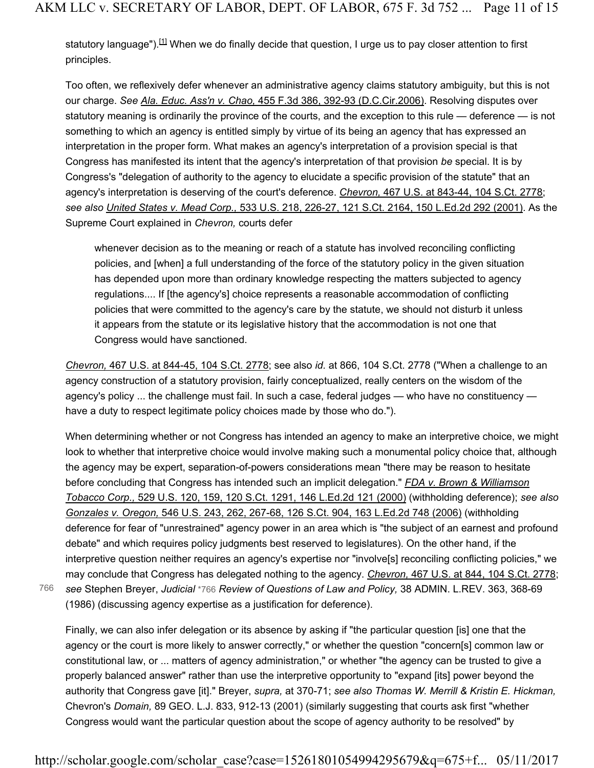statutory language").[1] When we do finally decide that question, I urge us to pay closer attention to first principles.

Too often, we reflexively defer whenever an administrative agency claims statutory ambiguity, but this is not our charge. *See* Ala. Educ. Ass'n v. Chao, 455 F.3d 386, 392-93 (D.C.Cir.2006). Resolving disputes over statutory meaning is ordinarily the province of the courts, and the exception to this rule — deference — is not something to which an agency is entitled simply by virtue of its being an agency that has expressed an interpretation in the proper form. What makes an agency's interpretation of a provision special is that Congress has manifested its intent that the agency's interpretation of that provision *be* special. It is by Congress's "delegation of authority to the agency to elucidate a specific provision of the statute" that an agency's interpretation is deserving of the court's deference. *Chevron,* 467 U.S. at 843-44, 104 S.Ct. 2778; *see also* United States v. Mead Corp., 533 U.S. 218, 226-27, 121 S.Ct. 2164, 150 L.Ed.2d 292 (2001). As the Supreme Court explained in *Chevron,* courts defer

> whenever decision as to the meaning or reach of a statute has involved reconciling conflicting policies, and [when] a full understanding of the force of the statutory policy in the given situation has depended upon more than ordinary knowledge respecting the matters subjected to agency regulations.... If [the agency's] choice represents a reasonable accommodation of conflicting policies that were committed to the agency's care by the statute, we should not disturb it unless it appears from the statute or its legislative history that the accommodation is not one that Congress would have sanctioned.

*Chevron,* 467 U.S. at 844-45, 104 S.Ct. 2778; see also *id.* at 866, 104 S.Ct. 2778 ("When a challenge to an agency construction of a statutory provision, fairly conceptualized, really centers on the wisdom of the agency's policy ... the challenge must fail. In such a case, federal judges — who have no constituency — have a duty to respect legitimate policy choices made by those who do.").

When determining whether or not Congress has intended an agency to make an interpretive choice, we might look to whether that interpretive choice would involve making such a monumental policy choice that, although the agency may be expert, separation-of-powers considerations mean "there may be reason to hesitate before concluding that Congress has intended such an implicit delegation." *FDA v. Brown & Williamson Tobacco Corp.,* 529 U.S. 120, 159, 120 S.Ct. 1291, 146 L.Ed.2d 121 (2000) (withholding deference); *see also Gonzales v. Oregon,* 546 U.S. 243, 262, 267-68, 126 S.Ct. 904, 163 L.Ed.2d 748 (2006) (withholding deference for fear of "unrestrained" agency power in an area which is "the subject of an earnest and profound debate" and which requires policy judgments best reserved to legislatures). On the other hand, if the interpretive question neither requires an agency's expertise nor "involve[s] reconciling conflicting policies," we may conclude that Congress has delegated nothing to the agency. *Chevron,* 467 U.S. at 844, 104 S.Ct. 2778; *see* Stephen Breyer, *Judicial* *766 *Review of Questions of Law and Policy,* 38 ADMIN. L.REV. 363, 368-69 (1986) (discussing agency expertise as a justification for deference).

Finally, we can also infer delegation or its absence by asking if "the particular question [is] one that the agency or the court is more likely to answer correctly," or whether the question "concern[s] common law or constitutional law, or ... matters of agency administration," or whether "the agency can be trusted to give a properly balanced answer" rather than use the interpretive opportunity to "expand [its] power beyond the authority that Congress gave [it]." Breyer, *supra,* at 370-71; *see also Thomas W. Merrill & Kristin E. Hickman,* Chevron's *Domain,* 89 GEO. L.J. 833, 912-13 (2001) (similarly suggesting that courts ask first "whether Congress would want the particular question about the scope of agency authority to be resolved" by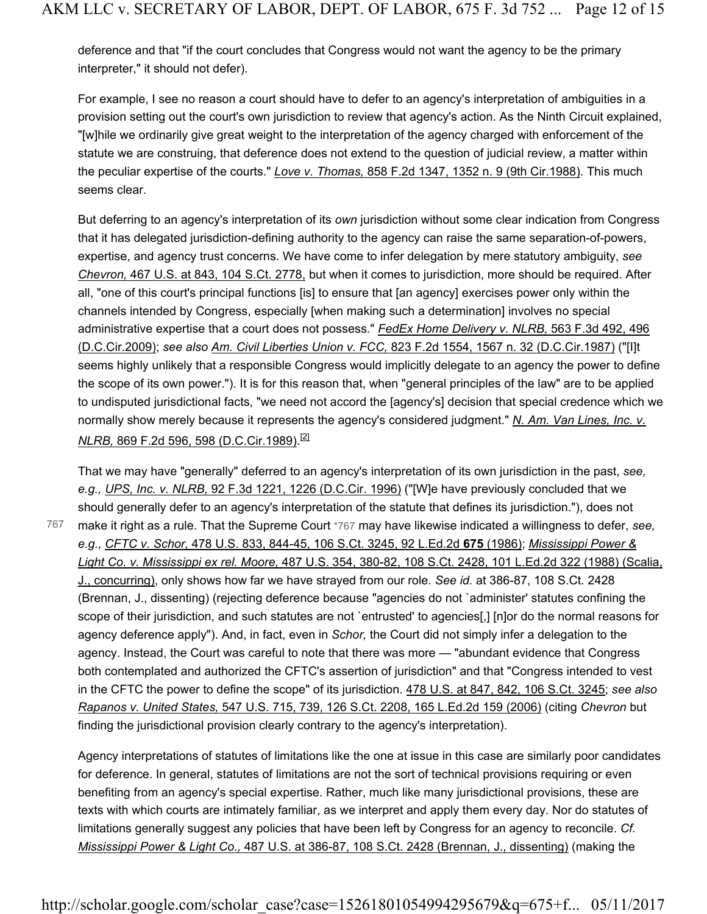deference and that "if the court concludes that Congress would not want the agency to be the primary interpreter," it should not defer).

For example, I see no reason a court should have to defer to an agency's interpretation of ambiguities in a provision setting out the court's own jurisdiction to review that agency's action. As the Ninth Circuit explained, "[w]hile we ordinarily give great weight to the interpretation of the agency charged with enforcement of the statute we are construing, that deference does not extend to the question of judicial review, a matter within the peculiar expertise of the courts." *Love v. Thomas,* 858 F.2d 1347, 1352 n. 9 (9th Cir.1988). This much seems clear.

But deferring to an agency's interpretation of its *own* jurisdiction without some clear indication from Congress that it has delegated jurisdiction-defining authority to the agency can raise the same separation-of-powers, expertise, and agency trust concerns. We have come to infer delegation by mere statutory ambiguity, *see Chevron,* 467 U.S. at 843, 104 S.Ct. 2778, but when it comes to jurisdiction, more should be required. After all, "one of this court's principal functions [is] to ensure that [an agency] exercises power only within the channels intended by Congress, especially [when making such a determination] involves no special administrative expertise that a court does not possess." *FedEx Home Delivery v. NLRB,* 563 F.3d 492, 496 (D.C.Cir.2009); *see also* *Am. Civil Liberties Union v. FCC,* 823 F.2d 1554, 1567 n. 32 (D.C.Cir.1987) ("[I]t seems highly unlikely that a responsible Congress would implicitly delegate to an agency the power to define the scope of its own power."). It is for this reason that, when "general principles of the law" are to be applied to undisputed jurisdictional facts, "we need not accord the [agency's] decision that special credence which we normally show merely because it represents the agency's considered judgment." *N. Am. Van Lines, Inc. v. NLRB,* 869 F.2d 596, 598 (D.C.Cir.1989).[2]

That we may have "generally" deferred to an agency's interpretation of its own jurisdiction in the past, *see, e.g., UPS, Inc. v. NLRB,* 92 F.3d 1221, 1226 (D.C.Cir. 1996) ("[W]e have previously concluded that we should generally defer to an agency's interpretation of the statute that defines its jurisdiction."), does not make it right as a rule. That the Supreme Court *767 may have likewise indicated a willingness to defer, *see, e.g., CFTC v. Schor,* 478 U.S. 833, 844-45, 106 S.Ct. 3245, 92 L.Ed.2d **675** (1986); *Mississippi Power & Light Co. v. Mississippi ex rel. Moore,* 487 U.S. 354, 380-82, 108 S.Ct. 2428, 101 L.Ed.2d 322 (1988) (Scalia, J., concurring), only shows how far we have strayed from our role. *See id.* at 386-87, 108 S.Ct. 2428 (Brennan, J., dissenting) (rejecting deference because "agencies do not `administer' statutes confining the scope of their jurisdiction, and such statutes are not `entrusted' to agencies[,] [n]or do the normal reasons for agency deference apply"). And, in fact, even in *Schor,* the Court did not simply infer a delegation to the agency. Instead, the Court was careful to note that there was more — "abundant evidence that Congress both contemplated and authorized the CFTC's assertion of jurisdiction" and that "Congress intended to vest in the CFTC the power to define the scope" of its jurisdiction. 478 U.S. at 847, 842, 106 S.Ct. 3245; *see also Rapanos v. United States,* 547 U.S. 715, 739, 126 S.Ct. 2208, 165 L.Ed.2d 159 (2006) (citing *Chevron* but finding the jurisdictional provision clearly contrary to the agency's interpretation).

Agency interpretations of statutes of limitations like the one at issue in this case are similarly poor candidates for deference. In general, statutes of limitations are not the sort of technical provisions requiring or even benefiting from an agency's special expertise. Rather, much like many jurisdictional provisions, these are texts with which courts are intimately familiar, as we interpret and apply them every day. Nor do statutes of limitations generally suggest any policies that have been left by Congress for an agency to reconcile. *Cf. Mississippi Power & Light Co.,* 487 U.S. at 386-87, 108 S.Ct. 2428 (Brennan, J., dissenting) (making the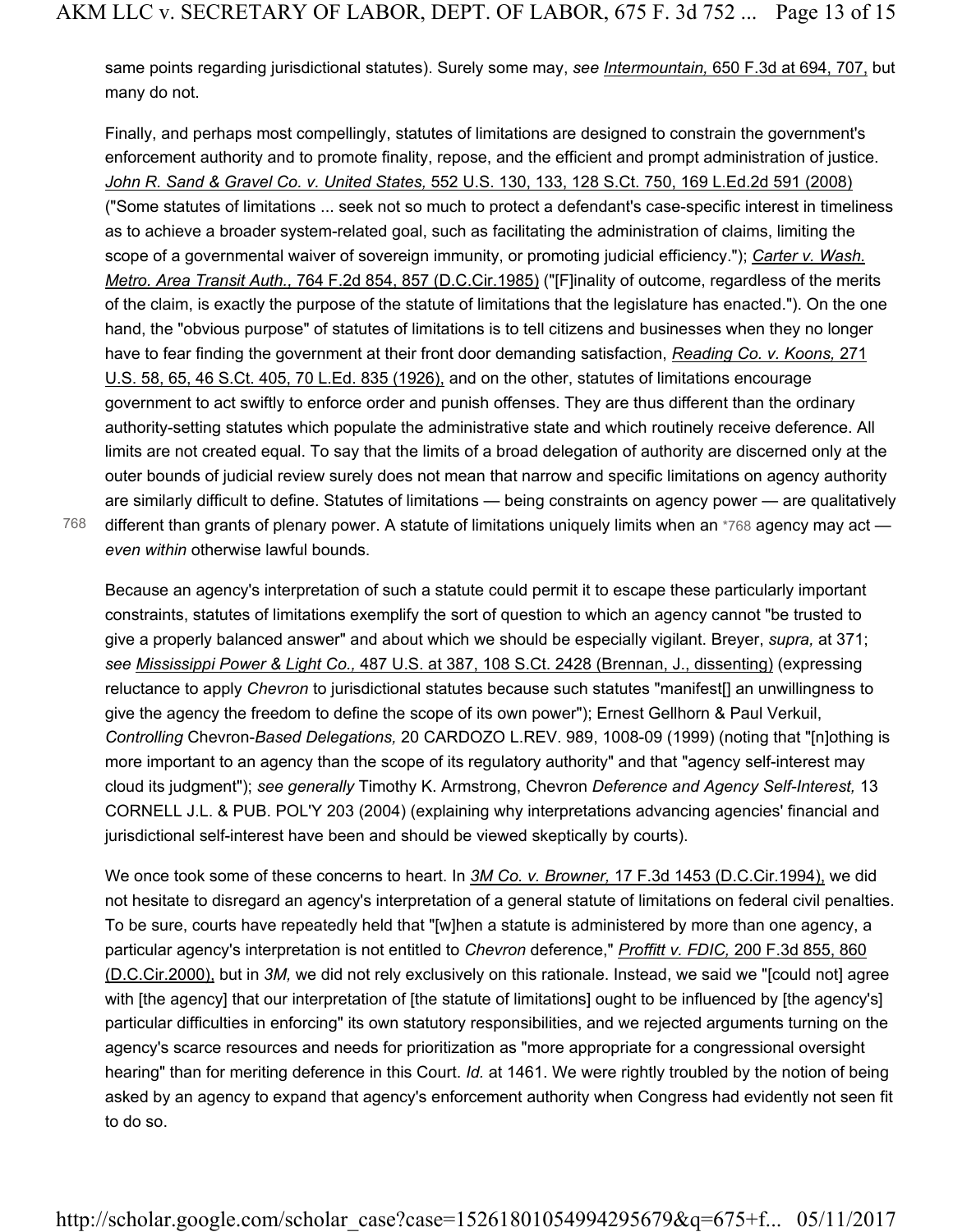same points regarding jurisdictional statutes). Surely some may, *see* Intermountain, 650 F.3d at 694, 707, but many do not.

Finally, and perhaps most compellingly, statutes of limitations are designed to constrain the government's enforcement authority and to promote finality, repose, and the efficient and prompt administration of justice. *John R. Sand & Gravel Co. v. United States,* 552 U.S. 130, 133, 128 S.Ct. 750, 169 L.Ed.2d 591 (2008) ("Some statutes of limitations ... seek not so much to protect a defendant's case-specific interest in timeliness as to achieve a broader system-related goal, such as facilitating the administration of claims, limiting the scope of a governmental waiver of sovereign immunity, or promoting judicial efficiency."); *Carter v. Wash. Metro. Area Transit Auth.,* 764 F.2d 854, 857 (D.C.Cir.1985) ("[F]inality of outcome, regardless of the merits of the claim, is exactly the purpose of the statute of limitations that the legislature has enacted."). On the one hand, the "obvious purpose" of statutes of limitations is to tell citizens and businesses when they no longer have to fear finding the government at their front door demanding satisfaction, *Reading Co. v. Koons,* 271 U.S. 58, 65, 46 S.Ct. 405, 70 L.Ed. 835 (1926), and on the other, statutes of limitations encourage government to act swiftly to enforce order and punish offenses. They are thus different than the ordinary authority-setting statutes which populate the administrative state and which routinely receive deference. All limits are not created equal. To say that the limits of a broad delegation of authority are discerned only at the outer bounds of judicial review surely does not mean that narrow and specific limitations on agency authority are similarly difficult to define. Statutes of limitations — being constraints on agency power — are qualitatively different than grants of plenary power. A statute of limitations uniquely limits when an *768 agency may act — *even within* otherwise lawful bounds.

Because an agency's interpretation of such a statute could permit it to escape these particularly important constraints, statutes of limitations exemplify the sort of question to which an agency cannot "be trusted to give a properly balanced answer" and about which we should be especially vigilant. Breyer, *supra,* at 371; *see* *Mississippi Power & Light Co.,* 487 U.S. at 387, 108 S.Ct. 2428 (Brennan, J., dissenting) (expressing reluctance to apply *Chevron* to jurisdictional statutes because such statutes "manifest[] an unwillingness to give the agency the freedom to define the scope of its own power"); Ernest Gellhorn & Paul Verkuil, *Controlling* Chevron-*Based Delegations,* 20 CARDOZO L.REV. 989, 1008-09 (1999) (noting that "[n]othing is more important to an agency than the scope of its regulatory authority" and that "agency self-interest may cloud its judgment"); *see generally* Timothy K. Armstrong, Chevron *Deference and Agency Self-Interest,* 13 CORNELL J.L. & PUB. POL'Y 203 (2004) (explaining why interpretations advancing agencies' financial and jurisdictional self-interest have been and should be viewed skeptically by courts).

We once took some of these concerns to heart. In *3M Co. v. Browner,* 17 F.3d 1453 (D.C.Cir.1994), we did not hesitate to disregard an agency's interpretation of a general statute of limitations on federal civil penalties. To be sure, courts have repeatedly held that "[w]hen a statute is administered by more than one agency, a particular agency's interpretation is not entitled to *Chevron* deference," *Proffitt v. FDIC,* 200 F.3d 855, 860 (D.C.Cir.2000), but in *3M,* we did not rely exclusively on this rationale. Instead, we said we "[could not] agree with [the agency] that our interpretation of [the statute of limitations] ought to be influenced by [the agency's] particular difficulties in enforcing" its own statutory responsibilities, and we rejected arguments turning on the agency's scarce resources and needs for prioritization as "more appropriate for a congressional oversight hearing" than for meriting deference in this Court. *Id.* at 1461. We were rightly troubled by the notion of being asked by an agency to expand that agency's enforcement authority when Congress had evidently not seen fit to do so.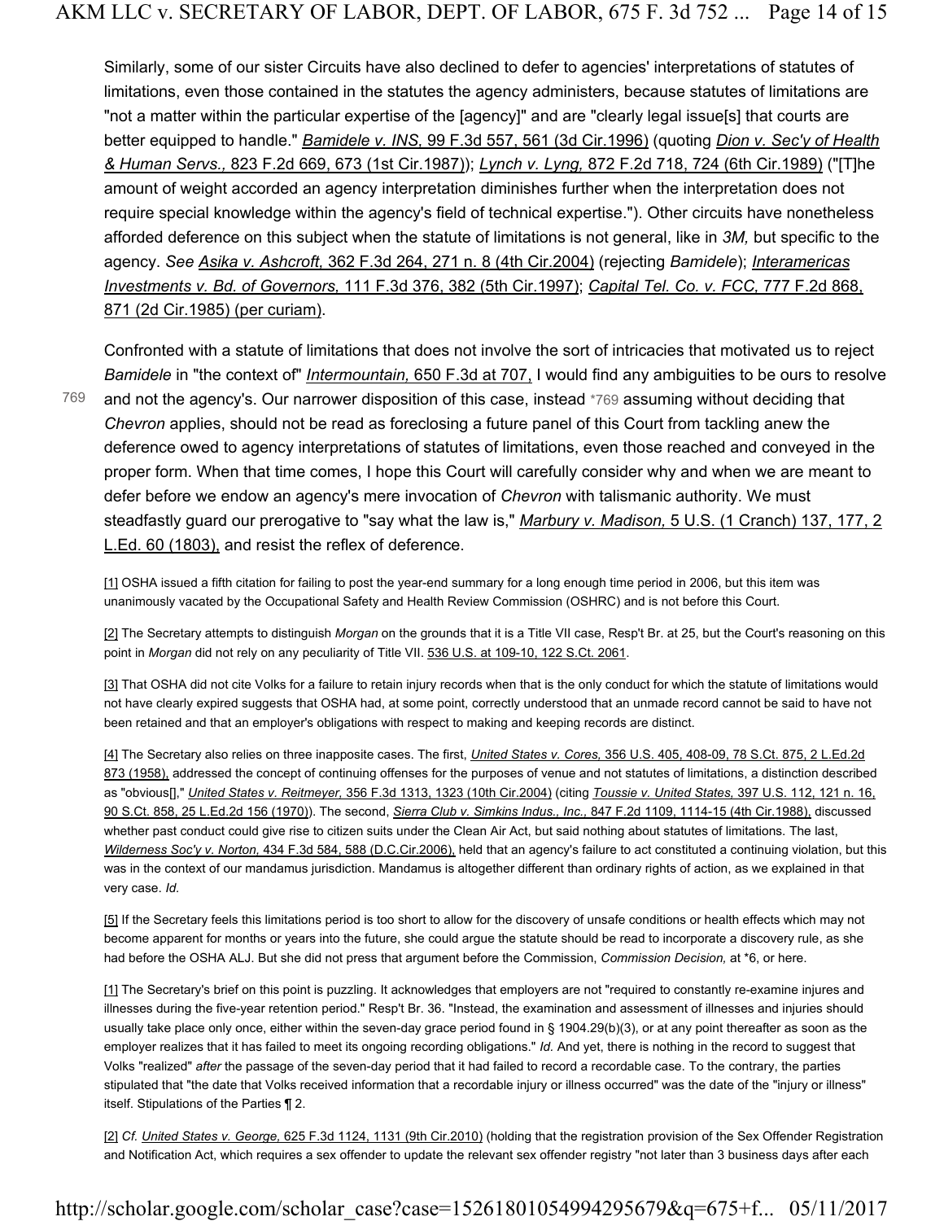Similarly, some of our sister Circuits have also declined to defer to agencies' interpretations of statutes of limitations, even those contained in the statutes the agency administers, because statutes of limitations are "not a matter within the particular expertise of the [agency]" and are "clearly legal issue[s] that courts are better equipped to handle." *Bamidele v. INS,* 99 F.3d 557, 561 (3d Cir.1996) (quoting *Dion v. Sec'y of Health & Human Servs.,* 823 F.2d 669, 673 (1st Cir.1987)); *Lynch v. Lyng,* 872 F.2d 718, 724 (6th Cir.1989) ("[T]he amount of weight accorded an agency interpretation diminishes further when the interpretation does not require special knowledge within the agency's field of technical expertise."). Other circuits have nonetheless afforded deference on this subject when the statute of limitations is not general, like in *3M,* but specific to the agency. *See Asika v. Ashcroft,* 362 F.3d 264, 271 n. 8 (4th Cir.2004) (rejecting *Bamidele*); *Interamericas Investments v. Bd. of Governors,* 111 F.3d 376, 382 (5th Cir.1997); *Capital Tel. Co. v. FCC,* 777 F.2d 868, 871 (2d Cir.1985) (per curiam).

Confronted with a statute of limitations that does not involve the sort of intricacies that motivated us to reject *Bamidele* in "the context of" *Intermountain,* 650 F.3d at 707, I would find any ambiguities to be ours to resolve and not the agency's. Our narrower disposition of this case, instead *769 assuming without deciding that *Chevron* applies, should not be read as foreclosing a future panel of this Court from tackling anew the deference owed to agency interpretations of statutes of limitations, even those reached and conveyed in the proper form. When that time comes, I hope this Court will carefully consider why and when we are meant to defer before we endow an agency's mere invocation of *Chevron* with talismanic authority. We must steadfastly guard our prerogative to "say what the law is," *Marbury v. Madison,* 5 U.S. (1 Cranch) 137, 177, 2 L.Ed. 60 (1803), and resist the reflex of deference.

[1] OSHA issued a fifth citation for failing to post the year-end summary for a long enough time period in 2006, but this item was unanimously vacated by the Occupational Safety and Health Review Commission (OSHRC) and is not before this Court.

[2] The Secretary attempts to distinguish *Morgan* on the grounds that it is a Title VII case, Resp't Br. at 25, but the Court's reasoning on this point in *Morgan* did not rely on any peculiarity of Title VII. 536 U.S. at 109-10, 122 S.Ct. 2061.

[3] That OSHA did not cite Volks for a failure to retain injury records when that is the only conduct for which the statute of limitations would not have clearly expired suggests that OSHA had, at some point, correctly understood that an unmade record cannot be said to have not been retained and that an employer's obligations with respect to making and keeping records are distinct.

[4] The Secretary also relies on three inapposite cases. The first, *United States v. Cores,* 356 U.S. 405, 408-09, 78 S.Ct. 875, 2 L.Ed.2d 873 (1958), addressed the concept of continuing offenses for the purposes of venue and not statutes of limitations, a distinction described as "obvious[]," *United States v. Reitmeyer,* 356 F.3d 1313, 1323 (10th Cir.2004) (citing *Toussie v. United States,* 397 U.S. 112, 121 n. 16, 90 S.Ct. 858, 25 L.Ed.2d 156 (1970)). The second, *Sierra Club v. Simkins Indus., Inc.,* 847 F.2d 1109, 1114-15 (4th Cir.1988), discussed whether past conduct could give rise to citizen suits under the Clean Air Act, but said nothing about statutes of limitations. The last, *Wilderness Soc'y v. Norton,* 434 F.3d 584, 588 (D.C.Cir.2006), held that an agency's failure to act constituted a continuing violation, but this was in the context of our mandamus jurisdiction. Mandamus is altogether different than ordinary rights of action, as we explained in that very case. *Id.*

[5] If the Secretary feels this limitations period is too short to allow for the discovery of unsafe conditions or health effects which may not become apparent for months or years into the future, she could argue the statute should be read to incorporate a discovery rule, as she had before the OSHA ALJ. But she did not press that argument before the Commission, *Commission Decision,* at *6, or here.

[1] The Secretary's brief on this point is puzzling. It acknowledges that employers are not "required to constantly re-examine injures and illnesses during the five-year retention period." Resp't Br. 36. "Instead, the examination and assessment of illnesses and injuries should usually take place only once, either within the seven-day grace period found in § 1904.29(b)(3), or at any point thereafter as soon as the employer realizes that it has failed to meet its ongoing recording obligations." *Id.* And yet, there is nothing in the record to suggest that Volks "realized" *after* the passage of the seven-day period that it had failed to record a recordable case. To the contrary, the parties stipulated that "the date that Volks received information that a recordable injury or illness occurred" was the date of the "injury or illness" itself. Stipulations of the Parties ¶ 2.

[2] *Cf. United States v. George,* 625 F.3d 1124, 1131 (9th Cir.2010) (holding that the registration provision of the Sex Offender Registration and Notification Act, which requires a sex offender to update the relevant sex offender registry "not later than 3 business days after each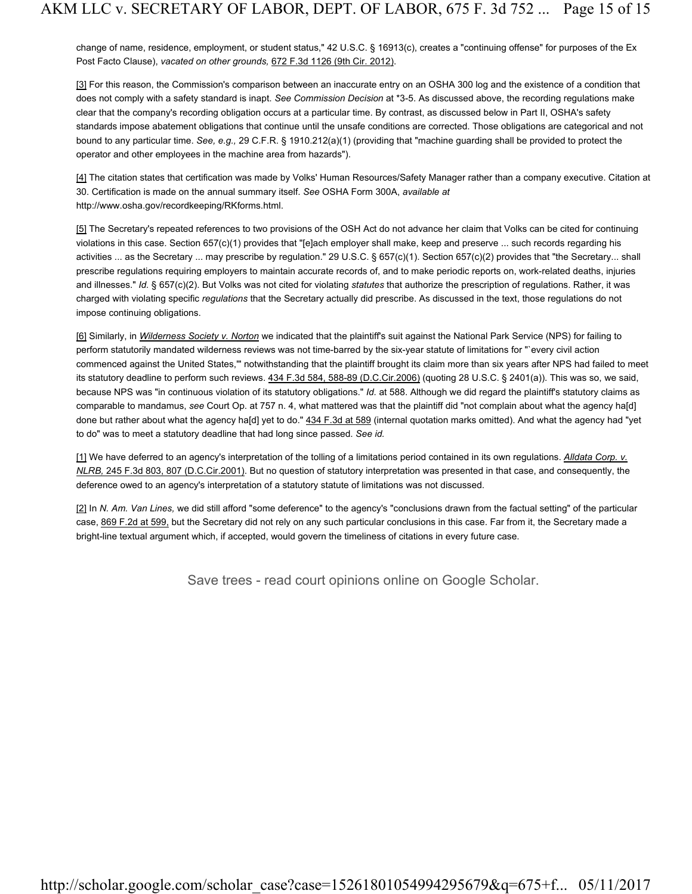change of name, residence, employment, or student status," 42 U.S.C. § 16913(c), creates a "continuing offense" for purposes of the Ex Post Facto Clause), *vacated on other grounds,* 672 F.3d 1126 (9th Cir. 2012).

[3] For this reason, the Commission's comparison between an inaccurate entry on an OSHA 300 log and the existence of a condition that does not comply with a safety standard is inapt. *See Commission Decision* at *3-5. As discussed above, the recording regulations make clear that the company's recording obligation occurs at a particular time. By contrast, as discussed below in Part II, OSHA's safety standards impose abatement obligations that continue until the unsafe conditions are corrected. Those obligations are categorical and not bound to any particular time. *See, e.g.,* 29 C.F.R. § 1910.212(a)(1) (providing that "machine guarding shall be provided to protect the operator and other employees in the machine area from hazards").

[4] The citation states that certification was made by Volks' Human Resources/Safety Manager rather than a company executive. Citation at 30. Certification is made on the annual summary itself. *See* OSHA Form 300A, *available at* http://www.osha.gov/recordkeeping/RKforms.html.

[5] The Secretary's repeated references to two provisions of the OSH Act do not advance her claim that Volks can be cited for continuing violations in this case. Section 657(c)(1) provides that "[e]ach employer shall make, keep and preserve ... such records regarding his activities ... as the Secretary ... may prescribe by regulation." 29 U.S.C. § 657(c)(1). Section 657(c)(2) provides that "the Secretary... shall prescribe regulations requiring employers to maintain accurate records of, and to make periodic reports on, work-related deaths, injuries and illnesses." *Id.* § 657(c)(2). But Volks was not cited for violating *statutes* that authorize the prescription of regulations. Rather, it was charged with violating specific *regulations* that the Secretary actually did prescribe. As discussed in the text, those regulations do not impose continuing obligations.

[6] Similarly, in *Wilderness Society v. Norton* we indicated that the plaintiff's suit against the National Park Service (NPS) for failing to perform statutorily mandated wilderness reviews was not time-barred by the six-year statute of limitations for "`every civil action commenced against the United States,'" notwithstanding that the plaintiff brought its claim more than six years after NPS had failed to meet its statutory deadline to perform such reviews. 434 F.3d 584, 588-89 (D.C.Cir.2006) (quoting 28 U.S.C. § 2401(a)). This was so, we said, because NPS was "in continuous violation of its statutory obligations." *Id.* at 588. Although we did regard the plaintiff's statutory claims as comparable to mandamus, *see* Court Op. at 757 n. 4, what mattered was that the plaintiff did "not complain about what the agency ha[d] done but rather about what the agency ha[d] yet to do." 434 F.3d at 589 (internal quotation marks omitted). And what the agency had "yet to do" was to meet a statutory deadline that had long since passed. *See id.*

[1] We have deferred to an agency's interpretation of the tolling of a limitations period contained in its own regulations. *Alldata Corp. v. NLRB,* 245 F.3d 803, 807 (D.C.Cir.2001). But no question of statutory interpretation was presented in that case, and consequently, the deference owed to an agency's interpretation of a statutory statute of limitations was not discussed.

[2] In *N. Am. Van Lines,* we did still afford "some deference" to the agency's "conclusions drawn from the factual setting" of the particular case, 869 F.2d at 599, but the Secretary did not rely on any such particular conclusions in this case. Far from it, the Secretary made a bright-line textual argument which, if accepted, would govern the timeliness of citations in every future case.

Save trees - read court opinions online on Google Scholar.